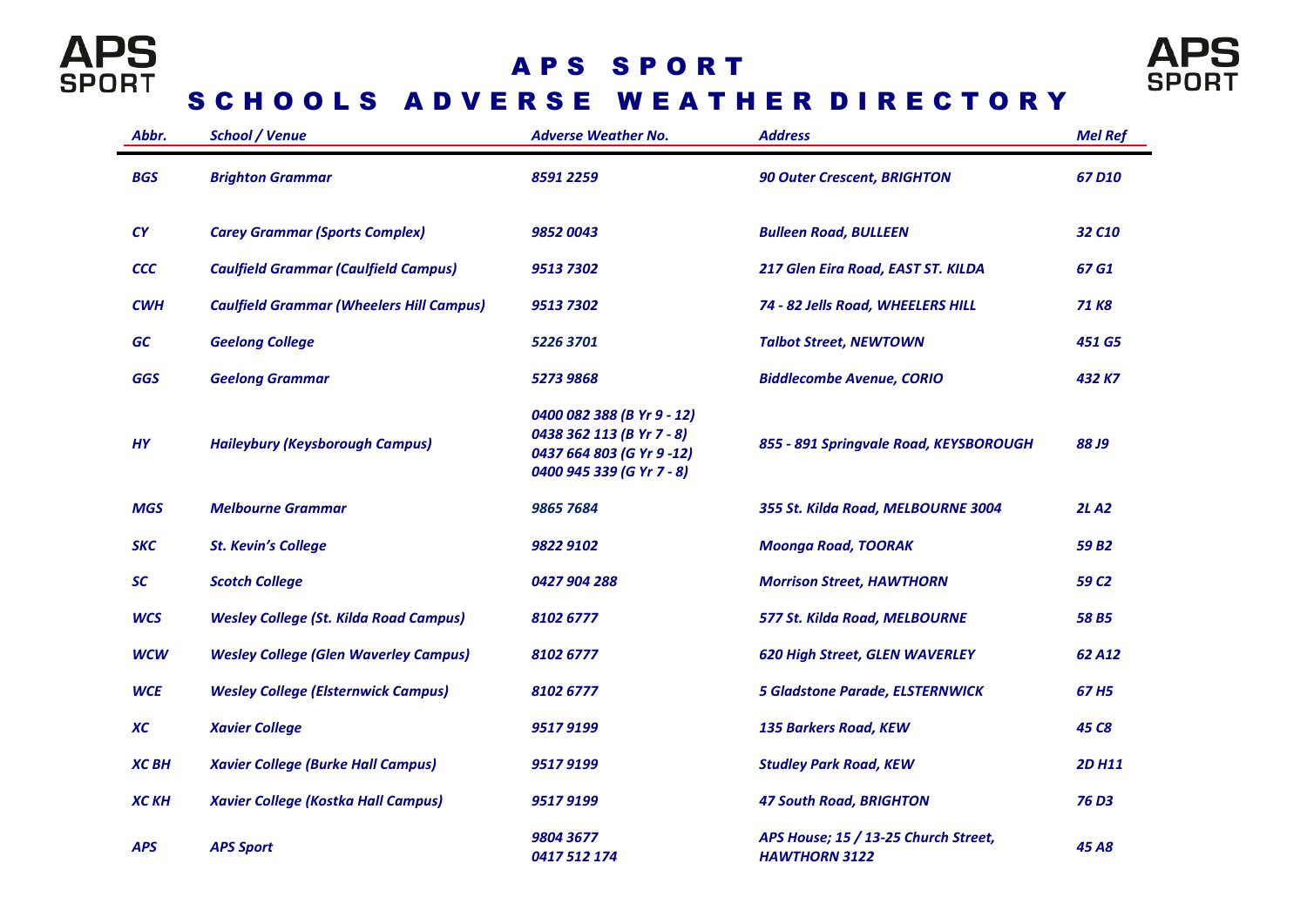# APS SPORT

## SCHOOLS ADVERSE WEATHER DIRECTORY

| Abbr. | School / Venue | Adverse Weather No. | Address | Mel Ref |
|---|---|---|---|---|
| BGS | Brighton Grammar | 8591 2259 | 90 Outer Crescent, BRIGHTON | 67 D10 |
| CY | Carey Grammar (Sports Complex) | 9852 0043 | Bulleen Road, BULLEEN | 32 C10 |
| CCC | Caulfield Grammar (Caulfield Campus) | 9513 7302 | 217 Glen Eira Road, EAST ST. KILDA | 67 G1 |
| CWH | Caulfield Grammar (Wheelers Hill Campus) | 9513 7302 | 74 - 82 Jells Road, WHEELERS HILL | 71 K8 |
| GC | Geelong College | 5226 3701 | Talbot Street, NEWTOWN | 451 G5 |
| GGS | Geelong Grammar | 5273 9868 | Biddlecombe Avenue, CORIO | 432 K7 |
| HY | Haileybury (Keysborough Campus) | 0400 082 388 (B Yr 9 - 12)<br>0438 362 113 (B Yr 7 - 8)<br>0437 664 803 (G Yr 9 -12)<br>0400 945 339 (G Yr 7 - 8) | 855 - 891 Springvale Road, KEYSBOROUGH | 88 J9 |
| MGS | Melbourne Grammar | 9865 7684 | 355 St. Kilda Road, MELBOURNE 3004 | 2L A2 |
| SKC | St. Kevin's College | 9822 9102 | Moonga Road, TOORAK | 59 B2 |
| SC | Scotch College | 0427 904 288 | Morrison Street, HAWTHORN | 59 C2 |
| WCS | Wesley College (St. Kilda Road Campus) | 8102 6777 | 577 St. Kilda Road, MELBOURNE | 58 B5 |
| WCW | Wesley College (Glen Waverley Campus) | 8102 6777 | 620 High Street, GLEN WAVERLEY | 62 A12 |
| WCE | Wesley College (Elsternwick Campus) | 8102 6777 | 5 Gladstone Parade, ELSTERNWICK | 67 H5 |
| XC | Xavier College | 9517 9199 | 135 Barkers Road, KEW | 45 C8 |
| XC BH | Xavier College (Burke Hall Campus) | 9517 9199 | Studley Park Road, KEW | 2D H11 |
| XC KH | Xavier College (Kostka Hall Campus) | 9517 9199 | 47 South Road, BRIGHTON | 76 D3 |
| APS | APS Sport | 9804 3677<br>0417 512 174 | APS House; 15 / 13-25 Church Street, HAWTHORN 3122 | 45 A8 |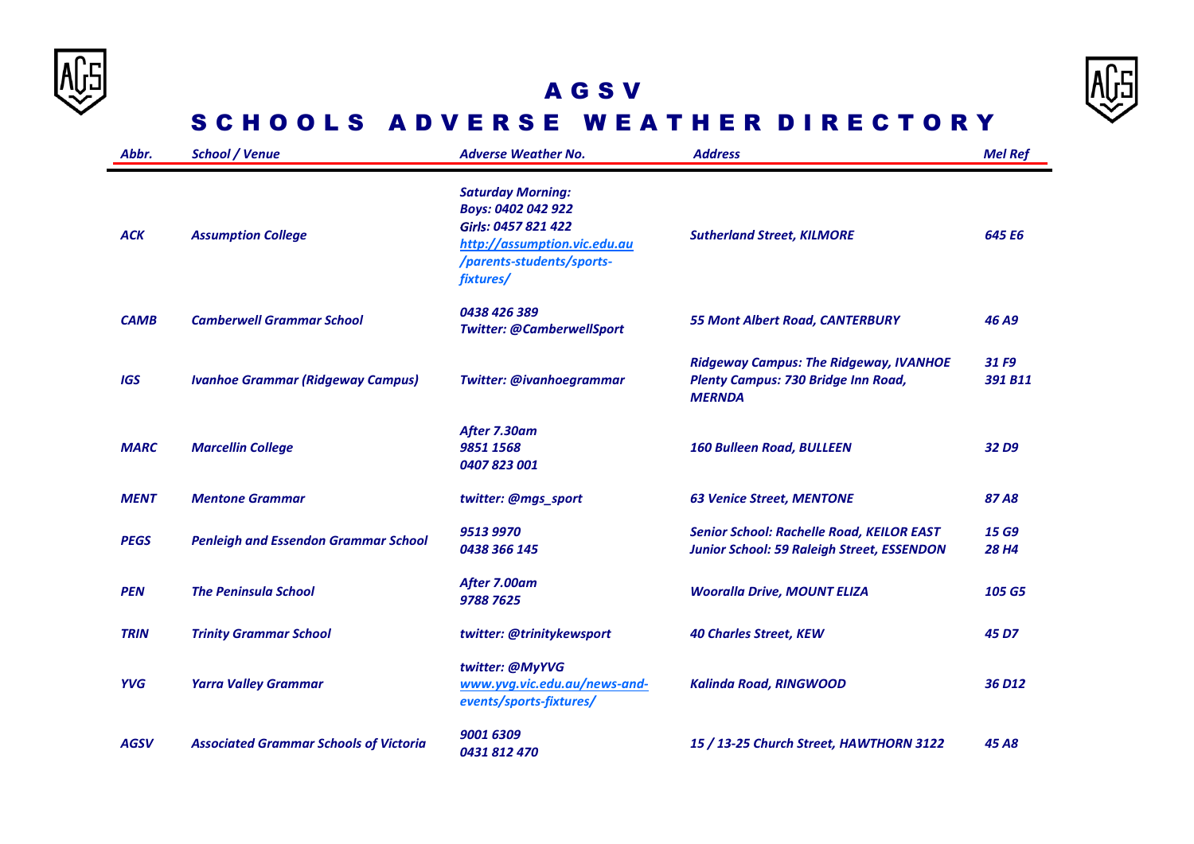# A G S V

## S C H O O L S   A D V E R S E   W E A T H E R   D I R E C T O R Y

| *Abbr.* | *School / Venue* | *Adverse Weather No.* | *Address* | *Mel Ref* |
|---|---|---|---|---|
| ***ACK*** | ***Assumption College*** | ***Saturday Morning:***<br>***Boys: 0402 042 922***<br>***Girls: 0457 821 422***<br>***http://assumption.vic.edu.au/parents-students/sports-fixtures/*** | ***Sutherland Street, KILMORE*** | ***645 E6*** |
| ***CAMB*** | ***Camberwell Grammar School*** | ***0438 426 389***<br>***Twitter: @CamberwellSport*** | ***55 Mont Albert Road, CANTERBURY*** | ***46 A9*** |
| ***IGS*** | ***Ivanhoe Grammar (Ridgeway Campus)*** | ***Twitter: @ivanhoegrammar*** | ***Ridgeway Campus: The Ridgeway, IVANHOE***<br>***Plenty Campus: 730 Bridge Inn Road, MERNDA*** | ***31 F9***<br>***391 B11*** |
| ***MARC*** | ***Marcellin College*** | ***After 7.30am***<br>***9851 1568***<br>***0407 823 001*** | ***160 Bulleen Road, BULLEEN*** | ***32 D9*** |
| ***MENT*** | ***Mentone Grammar*** | ***twitter: @mgs_sport*** | ***63 Venice Street, MENTONE*** | ***87 A8*** |
| ***PEGS*** | ***Penleigh and Essendon Grammar School*** | ***9513 9970***<br>***0438 366 145*** | ***Senior School: Rachelle Road, KEILOR EAST***<br>***Junior School: 59 Raleigh Street, ESSENDON*** | ***15 G9***<br>***28 H4*** |
| ***PEN*** | ***The Peninsula School*** | ***After 7.00am***<br>***9788 7625*** | ***Wooralla Drive, MOUNT ELIZA*** | ***105 G5*** |
| ***TRIN*** | ***Trinity Grammar School*** | ***twitter: @trinitykewsport*** | ***40 Charles Street, KEW*** | ***45 D7*** |
| ***YVG*** | ***Yarra Valley Grammar*** | ***twitter: @MyYVG***<br>***www.yvg.vic.edu.au/news-and-events/sports-fixtures/*** | ***Kalinda Road, RINGWOOD*** | ***36 D12*** |
| ***AGSV*** | ***Associated Grammar Schools of Victoria*** | ***9001 6309***<br>***0431 812 470*** | ***15 / 13-25 Church Street, HAWTHORN 3122*** | ***45 A8*** |